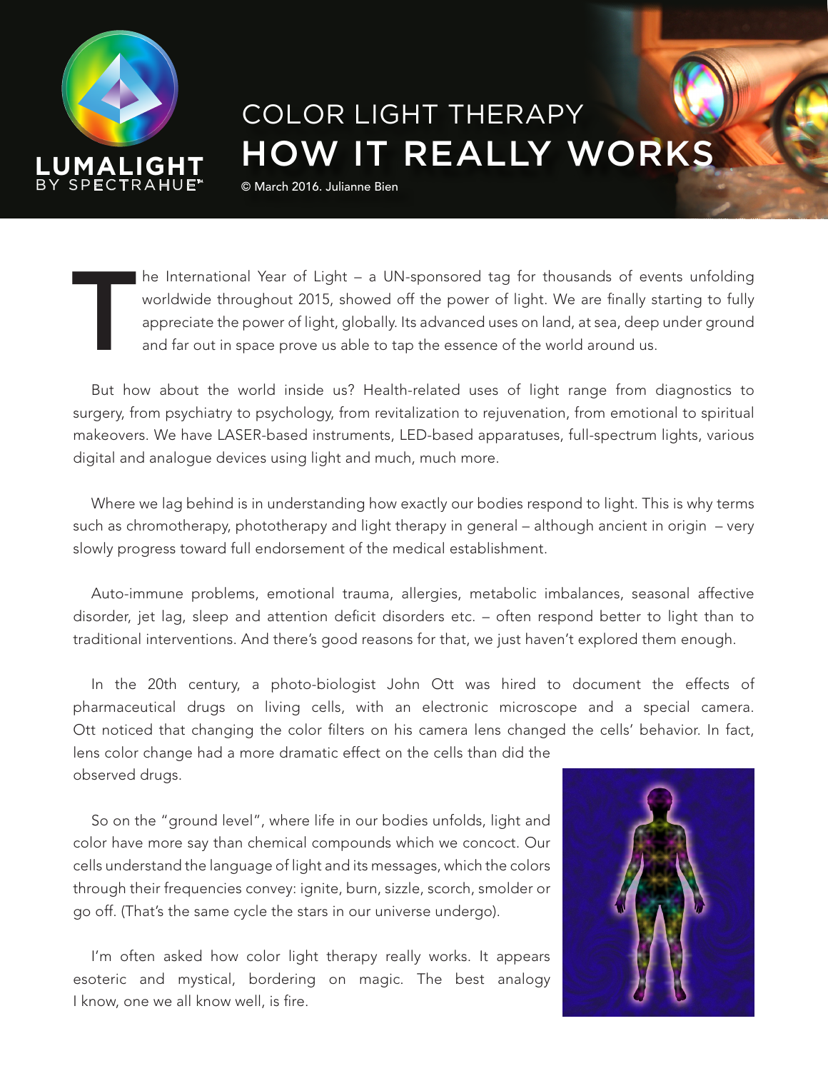LUMALIGHT
BY SPECTRAHUE™

# COLOR LIGHT THERAPY
# HOW IT REALLY WORKS

© March 2016. Julianne Bien

The International Year of Light – a UN-sponsored tag for thousands of events unfolding worldwide throughout 2015, showed off the power of light. We are finally starting to fully appreciate the power of light, globally. Its advanced uses on land, at sea, deep under ground and far out in space prove us able to tap the essence of the world around us.

But how about the world inside us? Health-related uses of light range from diagnostics to surgery, from psychiatry to psychology, from revitalization to rejuvenation, from emotional to spiritual makeovers. We have LASER-based instruments, LED-based apparatuses, full-spectrum lights, various digital and analogue devices using light and much, much more.

Where we lag behind is in understanding how exactly our bodies respond to light. This is why terms such as chromotherapy, phototherapy and light therapy in general – although ancient in origin – very slowly progress toward full endorsement of the medical establishment.

Auto-immune problems, emotional trauma, allergies, metabolic imbalances, seasonal affective disorder, jet lag, sleep and attention deficit disorders etc. – often respond better to light than to traditional interventions. And there's good reasons for that, we just haven't explored them enough.

In the 20th century, a photo-biologist John Ott was hired to document the effects of pharmaceutical drugs on living cells, with an electronic microscope and a special camera. Ott noticed that changing the color filters on his camera lens changed the cells' behavior. In fact, lens color change had a more dramatic effect on the cells than did the observed drugs.

So on the "ground level", where life in our bodies unfolds, light and color have more say than chemical compounds which we concoct. Our cells understand the language of light and its messages, which the colors through their frequencies convey: ignite, burn, sizzle, scorch, smolder or go off. (That's the same cycle the stars in our universe undergo).

I'm often asked how color light therapy really works. It appears esoteric and mystical, bordering on magic. The best analogy I know, one we all know well, is fire.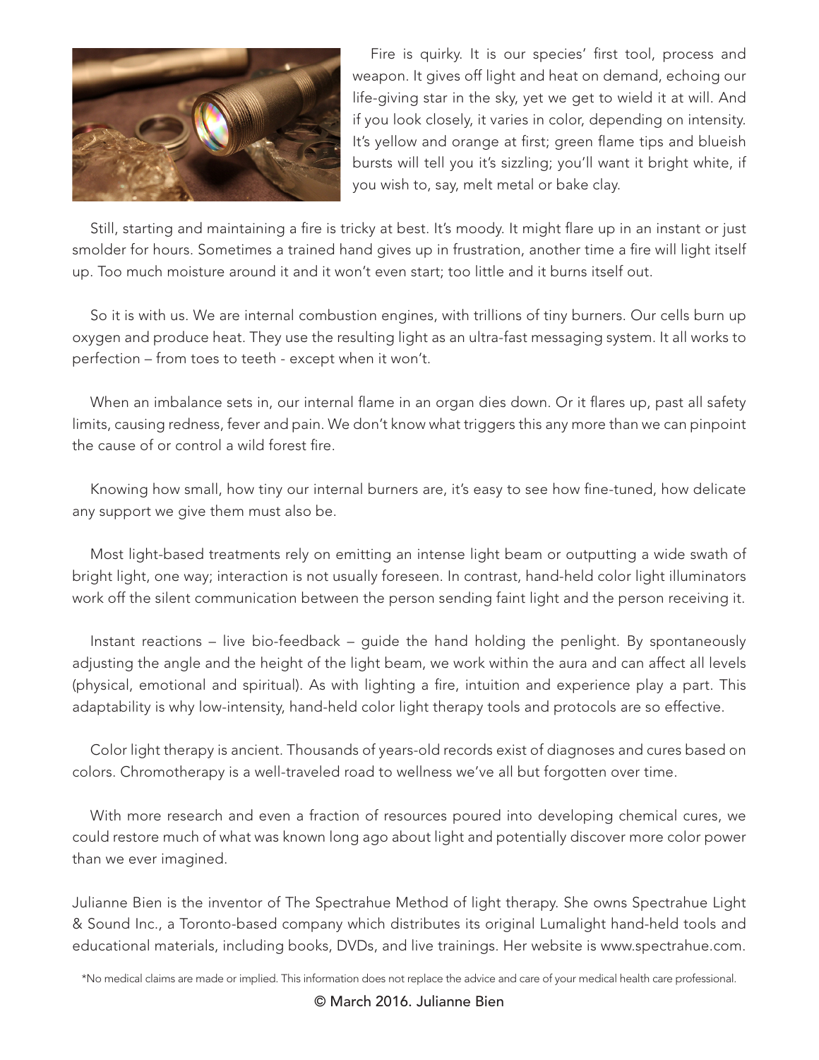Fire is quirky. It is our species' first tool, process and weapon. It gives off light and heat on demand, echoing our life-giving star in the sky, yet we get to wield it at will. And if you look closely, it varies in color, depending on intensity. It's yellow and orange at first; green flame tips and blueish bursts will tell you it's sizzling; you'll want it bright white, if you wish to, say, melt metal or bake clay.

Still, starting and maintaining a fire is tricky at best. It's moody. It might flare up in an instant or just smolder for hours. Sometimes a trained hand gives up in frustration, another time a fire will light itself up. Too much moisture around it and it won't even start; too little and it burns itself out.

So it is with us. We are internal combustion engines, with trillions of tiny burners. Our cells burn up oxygen and produce heat. They use the resulting light as an ultra-fast messaging system. It all works to perfection – from toes to teeth - except when it won't.

When an imbalance sets in, our internal flame in an organ dies down. Or it flares up, past all safety limits, causing redness, fever and pain. We don't know what triggers this any more than we can pinpoint the cause of or control a wild forest fire.

Knowing how small, how tiny our internal burners are, it's easy to see how fine-tuned, how delicate any support we give them must also be.

Most light-based treatments rely on emitting an intense light beam or outputting a wide swath of bright light, one way; interaction is not usually foreseen. In contrast, hand-held color light illuminators work off the silent communication between the person sending faint light and the person receiving it.

Instant reactions – live bio-feedback – guide the hand holding the penlight. By spontaneously adjusting the angle and the height of the light beam, we work within the aura and can affect all levels (physical, emotional and spiritual). As with lighting a fire, intuition and experience play a part. This adaptability is why low-intensity, hand-held color light therapy tools and protocols are so effective.

Color light therapy is ancient. Thousands of years-old records exist of diagnoses and cures based on colors. Chromotherapy is a well-traveled road to wellness we've all but forgotten over time.

With more research and even a fraction of resources poured into developing chemical cures, we could restore much of what was known long ago about light and potentially discover more color power than we ever imagined.

Julianne Bien is the inventor of The Spectrahue Method of light therapy. She owns Spectrahue Light & Sound Inc., a Toronto-based company which distributes its original Lumalight hand-held tools and educational materials, including books, DVDs, and live trainings. Her website is www.spectrahue.com.

*No medical claims are made or implied. This information does not replace the advice and care of your medical health care professional.

© March 2016. Julianne Bien